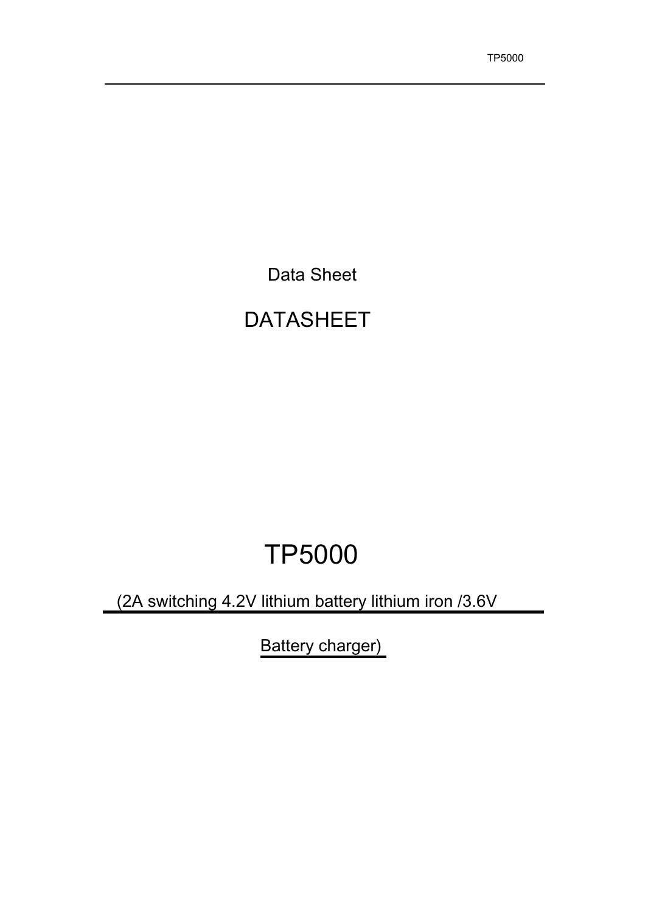Data Sheet

# DATASHEET

# TP5000

(2A switching 4.2V lithium battery lithium iron /3.6V

Battery charger)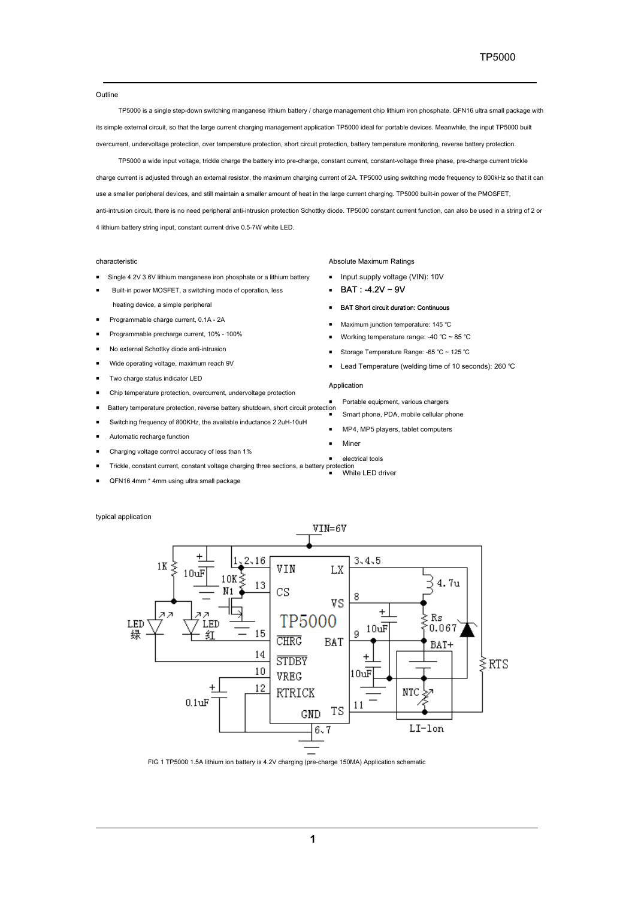Outline

TP5000 is a single step-down switching manganese lithium battery / charge management chip lithium iron phosphate. QFN16 ultra small package with its simple external circuit, so that the large current charging management application TP5000 ideal for portable devices. Meanwhile, the input TP5000 built overcurrent, undervoltage protection, over temperature protection, short circuit protection, battery temperature monitoring, reverse battery protection.

TP5000 a wide input voltage, trickle charge the battery into pre-charge, constant current, constant-voltage three phase, pre-charge current trickle charge current is adjusted through an external resistor, the maximum charging current of 2A. TP5000 using switching mode frequency to 800kHz so that it can use a smaller peripheral devices, and still maintain a smaller amount of heat in the large current charging. TP5000 built-in power of the PMOSFET, anti-intrusion circuit, there is no need peripheral anti-intrusion protection Schottky diode. TP5000 constant current function, can also be used in a string of 2 or 4 lithium battery string input, constant current drive 0.5-7W white LED.

characteristic

- Single 4.2V 3.6V lithium manganese iron phosphate or a lithium battery
- Built-in power MOSFET, a switching mode of operation, less heating device, a simple peripheral
- Programmable charge current, 0.1A - 2A
- Programmable precharge current, 10% - 100%
- No external Schottky diode anti-intrusion
- Wide operating voltage, maximum reach 9V
- Two charge status indicator LED
- Chip temperature protection, overcurrent, undervoltage protection
- Battery temperature protection, reverse battery shutdown, short circuit protection
- Switching frequency of 800KHz, the available inductance 2.2uH-10uH
- Automatic recharge function
- Charging voltage control accuracy of less than 1%
- Trickle, constant current, constant voltage charging three sections, a battery protection
- QFN16 4mm * 4mm using ultra small package

Absolute Maximum Ratings

- Input supply voltage (VIN): 10V
- BAT : -4.2V ~ 9V
- BAT Short circuit duration: Continuous
- Maximum junction temperature: 145 ℃
- Working temperature range: -40 ℃ ~ 85 ℃
- Storage Temperature Range: -65 ℃ ~ 125 ℃
- Lead Temperature (welding time of 10 seconds): 260 ℃

Application

- Portable equipment, various chargers
- Smart phone, PDA, mobile cellular phone
- MP4, MP5 players, tablet computers
- Miner
- electrical tools
- White LED driver

typical application

FIG 1 TP5000 1.5A lithium ion battery is 4.2V charging (pre-charge 150MA) Application schematic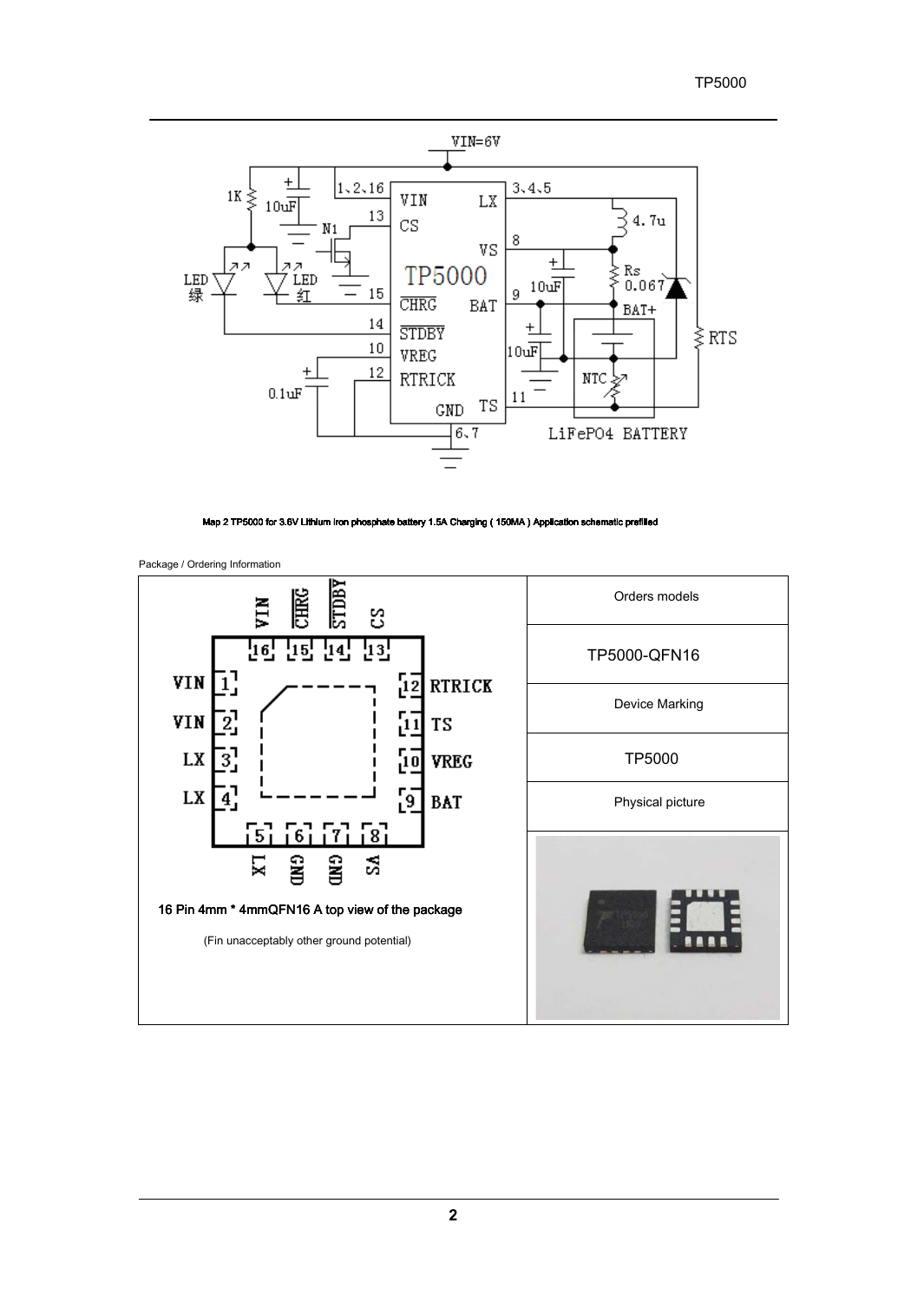Map 2 TP5000 for 3.6V Lithium iron phosphate battery 1.5A Charging ( 150MA ) Application schematic prefilled

Package / Ordering Information

| | Orders models |
|---|---|
| 16 Pin 4mm * 4mmQFN16 A top view of the package<br><br>(Fin unacceptably other ground potential) | TP5000-QFN16 |
| | Device Marking |
| | TP5000 |
| | Physical picture |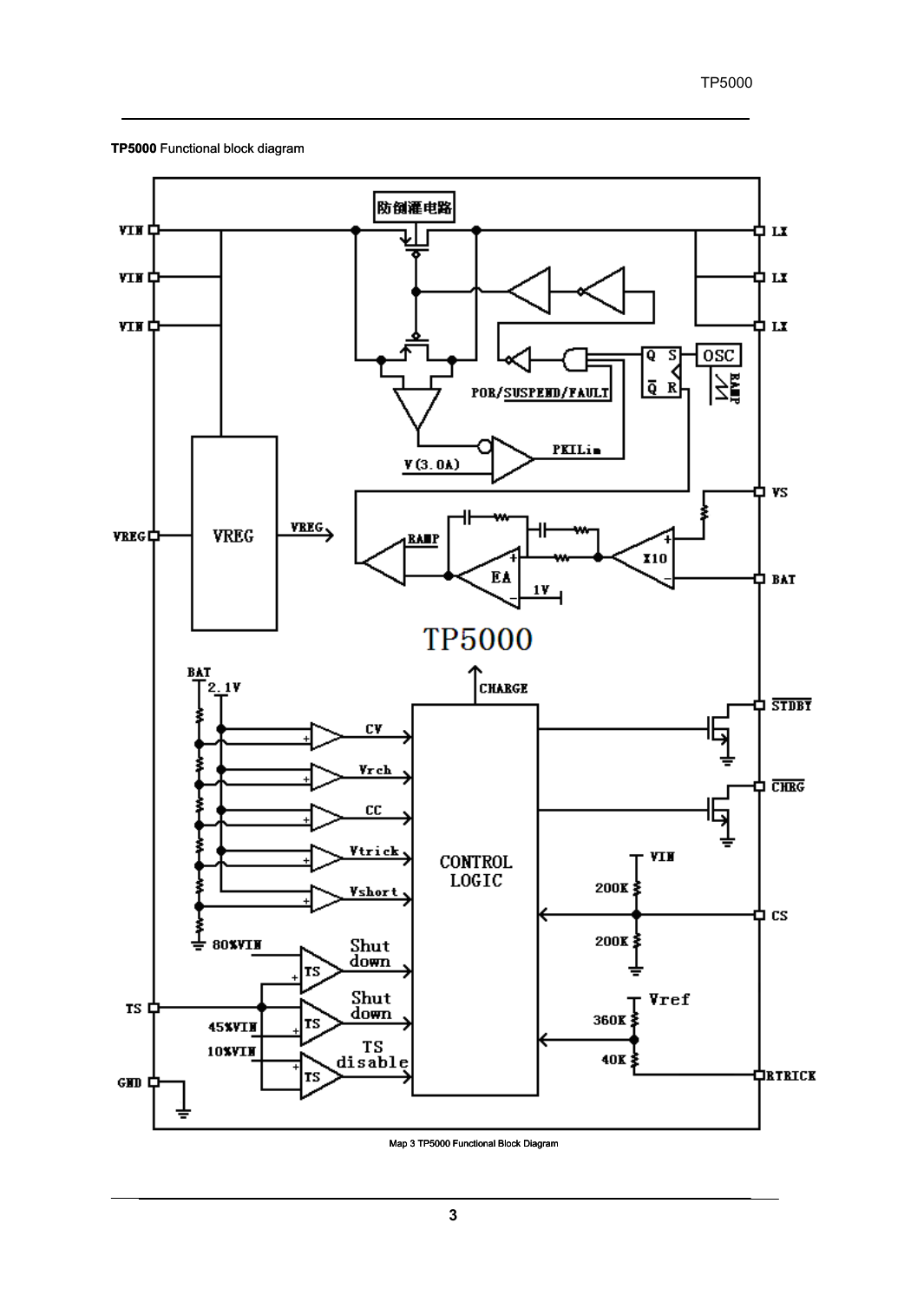**TP5000** Functional block diagram

Map 3 TP5000 Functional Block Diagram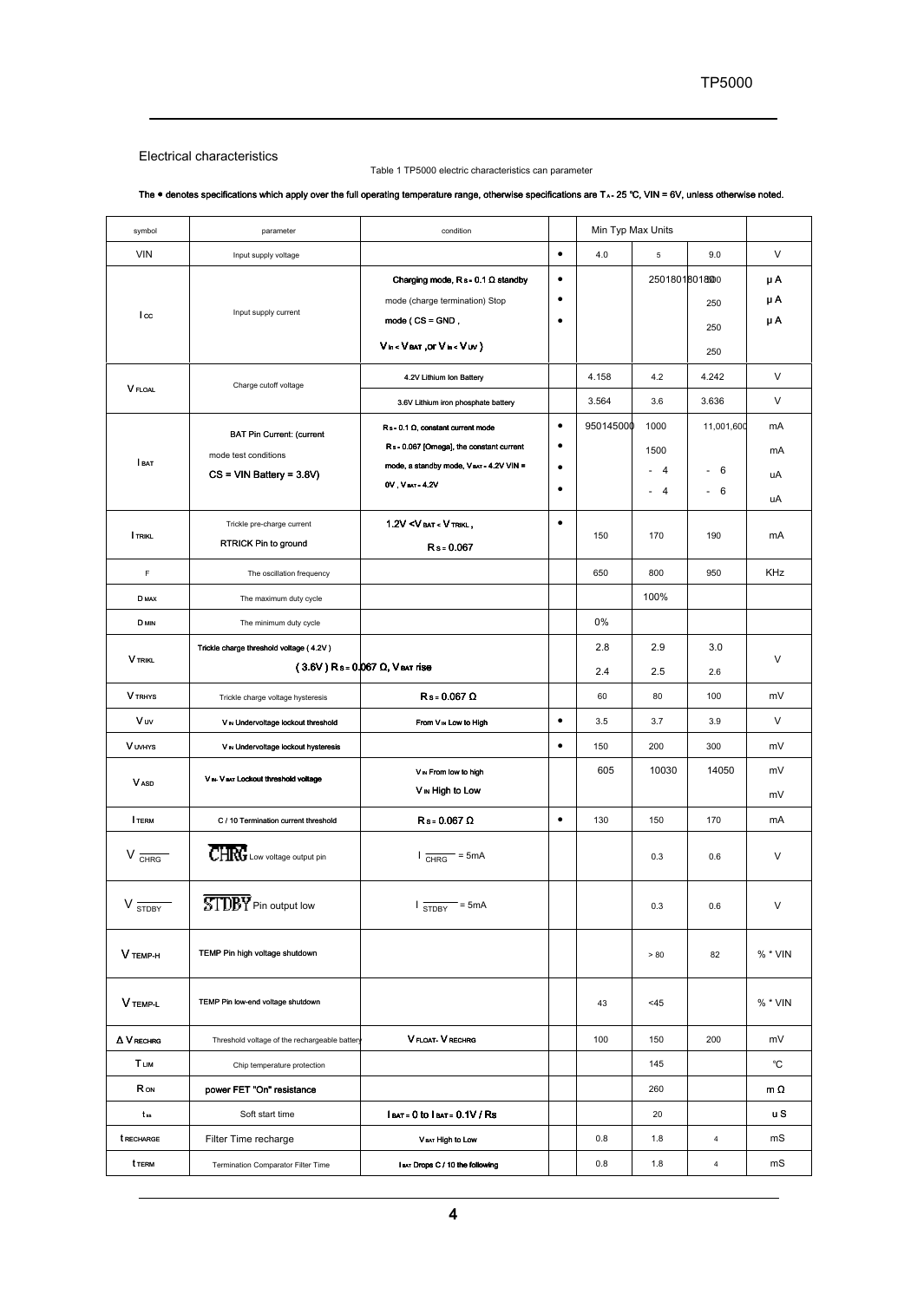Electrical characteristics

Table 1 TP5000 electric characteristics can parameter

**The ● denotes specifications which apply over the full operating temperature range, otherwise specifications are $T_A$ = 25 ℃, VIN = 6V, unless otherwise noted.**

| symbol | parameter | condition | | Min Typ Max Units | | | |
|---|---|---|---|---|---|---|---|
| VIN | Input supply voltage | | ● | 4.0 | 5 | 9.0 | V |
| $I_{CC}$ | Input supply current | Charging mode, $R_S$ = 0.1 Ω standby mode (charge termination) Stop mode ( CS = GND , $V_{in}$ < $V_{BAT}$ ,or $V_{in}$ < $V_{UV}$ ) | ● ● ● | | 250180180180 | 800 250 250 250 | μ A μ A μ A |
| $V_{FLOAL}$ | Charge cutoff voltage | 4.2V Lithium Ion Battery | | 4.158 | 4.2 | 4.242 | V |
| | | 3.6V Lithium iron phosphate battery | | 3.564 | 3.6 | 3.636 | V |
| $I_{BAT}$ | BAT Pin Current: (current mode test conditions CS = VIN Battery = 3.8V) | $R_S$ = 0.1 Ω, constant current mode $R_S$ = 0.067 [Omega], the constant current mode, a standby mode, $V_{BAT}$ = 4.2V VIN = 0V , $V_{BAT}$ = 4.2V | ● ● ● ● | 950145000 | 1000 1500 - 4 - 4 | 11,001,600 - 6 - 6 | mA mA uA uA |
| $I_{TRIKL}$ | Trickle pre-charge current RTRICK Pin to ground | 1.2V < $V_{BAT}$ < $V_{TRIKL}$ , $R_S$ = 0.067 | ● | 150 | 170 | 190 | mA |
| F | The oscillation frequency | | | 650 | 800 | 950 | KHz |
| $D_{MAX}$ | The maximum duty cycle | | | | 100% | | |
| $D_{MIN}$ | The minimum duty cycle | | | 0% | | | |
| $V_{TRIKL}$ | Trickle charge threshold voltage ( 4.2V ) ( 3.6V ) $R_S$ = 0.067 Ω, $V_{BAT}$ rise | | | 2.8 2.4 | 2.9 2.5 | 3.0 2.6 | V |
| $V_{TRHYS}$ | Trickle charge voltage hysteresis | $R_S$ = 0.067 Ω | | 60 | 80 | 100 | mV |
| $V_{UV}$ | $V_{IN}$ Undervoltage lockout threshold | From $V_{IN}$ Low to High | ● | 3.5 | 3.7 | 3.9 | V |
| $V_{UVHYS}$ | $V_{IN}$ Undervoltage lockout hysteresis | | ● | 150 | 200 | 300 | mV |
| $V_{ASD}$ | $V_{IN}$- $V_{BAT}$ Lockout threshold voltage | $V_{IN}$ From low to high $V_{IN}$ High to Low | | 605 | 10030 | 14050 | mV mV |
| $I_{TERM}$ | C / 10 Termination current threshold | $R_S$ = 0.067 Ω | ● | 130 | 150 | 170 | mA |
| $V_{\overline{CHRG}}$ | $\overline{CHRG}$ Low voltage output pin | $I_{\overline{CHRG}}$ = 5mA | | | 0.3 | 0.6 | V |
| $V_{\overline{STDBY}}$ | $\overline{STDBY}$ Pin output low | $I_{\overline{STDBY}}$ = 5mA | | | 0.3 | 0.6 | V |
| $V_{TEMP-H}$ | TEMP Pin high voltage shutdown | | | | > 80 | 82 | % * VIN |
| $V_{TEMP-L}$ | TEMP Pin low-end voltage shutdown | | | 43 | <45 | | % * VIN |
| $\Delta V_{RECHRG}$ | Threshold voltage of the rechargeable battery | $V_{FLOAT}$- $V_{RECHRG}$ | | 100 | 150 | 200 | mV |
| $T_{LIM}$ | Chip temperature protection | | | | 145 | | ℃ |
| $R_{ON}$ | power FET "On" resistance | | | | 260 | | m Ω |
| $t_{ss}$ | Soft start time | $I_{BAT}$ = 0 to $I_{BAT}$ = 0.1V / Rs | | | 20 | | u S |
| $t_{RECHARGE}$ | Filter Time recharge | $V_{BAT}$ High to Low | | 0.8 | 1.8 | 4 | mS |
| $t_{TERM}$ | Termination Comparator Filter Time | $I_{BAT}$ Drops C / 10 the following | | 0.8 | 1.8 | 4 | mS |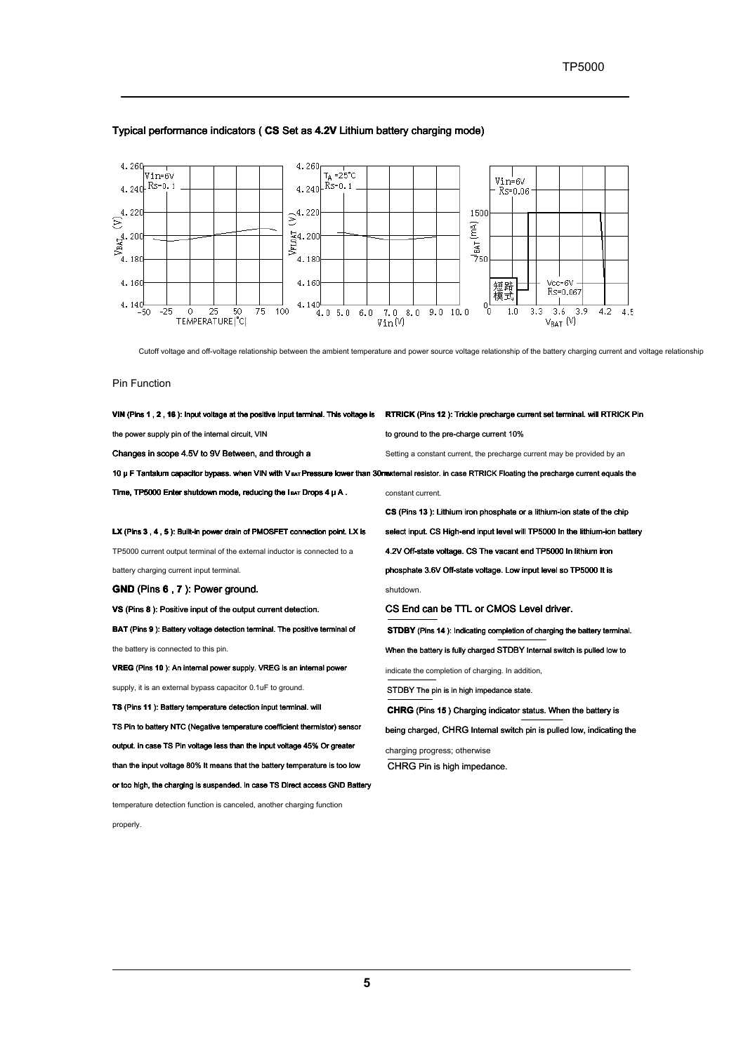Typical performance indicators ( **CS** Set as **4.2V** Lithium battery charging mode)

Cutoff voltage and off-voltage relationship between the ambient temperature and power source voltage relationship of the battery charging current and voltage relationship

Pin Function

**VIN** (Pins **1** , **2** , **16** ): Input voltage at the positive input terminal. This voltage is the power supply pin of the internal circuit, VIN

Changes in scope 4.5V to 9V Between, and through a

10 μ F Tantalum capacitor bypass. when VIN with $V_{BAT}$ Pressure lower than 30mV Time, TP5000 Enter shutdown mode, reducing the $I_{BAT}$ Drops 4 μ A .

**LX** (Pins **3** , **4** , **5** ): Built-in power drain of PMOSFET connection point. LX is TP5000 current output terminal of the external inductor is connected to a battery charging current input terminal.

**GND** (Pins **6** , **7** ): Power ground.

**VS** (Pins **8** ): Positive input of the output current detection.

**BAT** (Pins **9** ): Battery voltage detection terminal. The positive terminal of the battery is connected to this pin.

**VREG** (Pins **10** ): An internal power supply. VREG is an internal power supply, it is an external bypass capacitor 0.1uF to ground.

**TS** (Pins **11** ): Battery temperature detection input terminal. will TS Pin to battery NTC (Negative temperature coefficient thermistor) sensor output. In case TS Pin voltage less than the input voltage 45% Or greater than the input voltage 80% It means that the battery temperature is too low or too high, the charging is suspended. In case TS Direct access GND Battery temperature detection function is canceled, another charging function properly.

**RTRICK** (Pins **12** ): Trickle precharge current set terminal. will RTRICK Pin to ground to the pre-charge current 10%

Setting a constant current, the precharge current may be provided by an external resistor. in case RTRICK Floating the precharge current equals the constant current.

**CS** (Pins **13** ): Lithium iron phosphate or a lithium-ion state of the chip select input. CS High-end input level will TP5000 In the lithium-ion battery 4.2V Off-state voltage. CS The vacant end TP5000 In lithium iron phosphate 3.6V Off-state voltage. Low input level so TP5000 It is shutdown.

CS End can be TTL or CMOS Level driver.

**STDBY** (Pins **14** ): Indicating completion of charging the battery terminal. When the battery is fully charged STDBY Internal switch is pulled low to indicate the completion of charging. In addition,

STDBY The pin is in high impedance state.

**CHRG** (Pins **15** ) Charging indicator status. When the battery is being charged, CHRG Internal switch pin is pulled low, indicating the charging progress; otherwise

CHRG Pin is high impedance.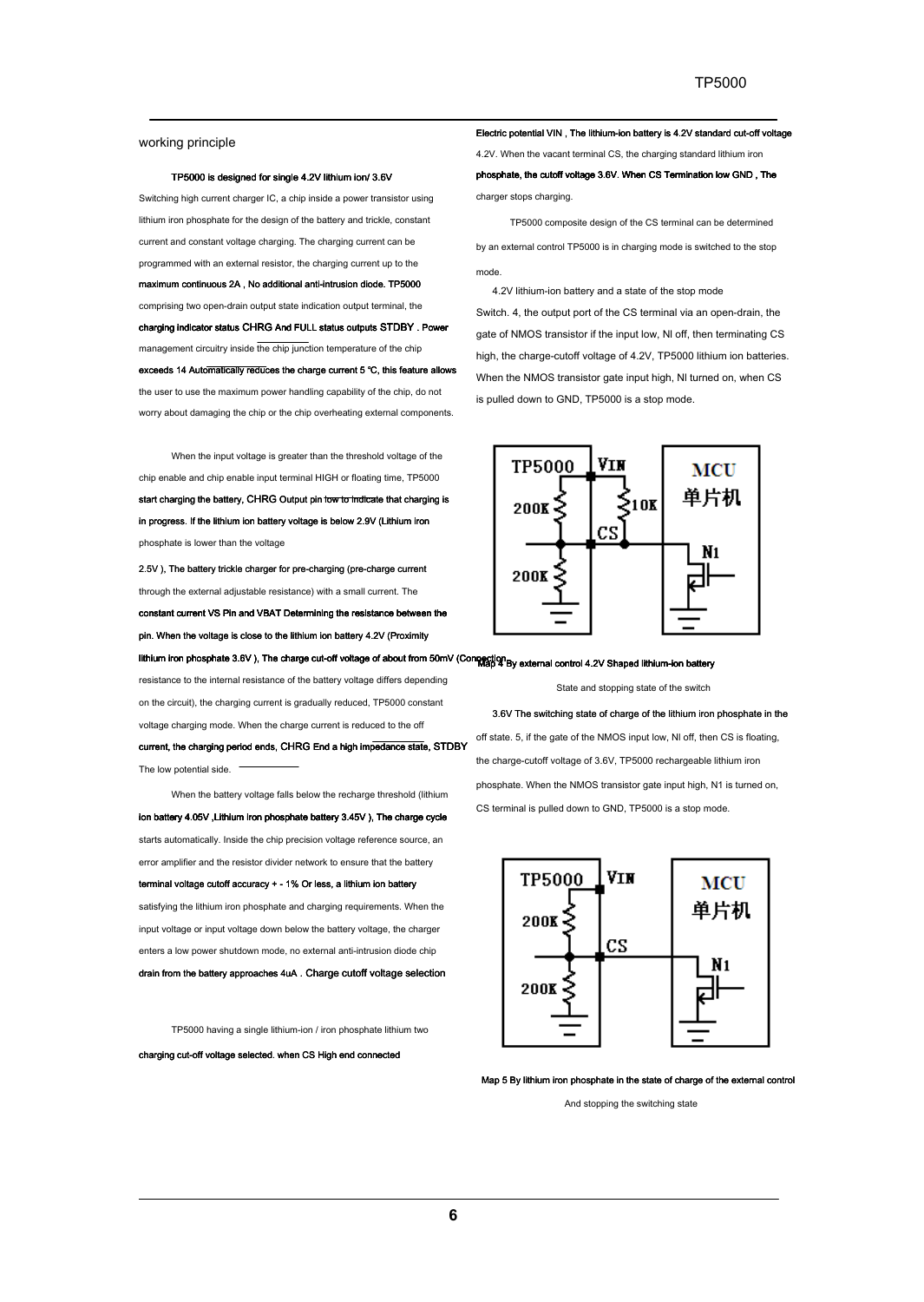## working principle

**TP5000 is designed for single 4.2V lithium ion/ 3.6V**

Switching high current charger IC, a chip inside a power transistor using lithium iron phosphate for the design of the battery and trickle, constant current and constant voltage charging. The charging current can be programmed with an external resistor, the charging current up to the **maximum continuous 2A , No additional anti-intrusion diode. TP5000** comprising two open-drain output state indication output terminal, the **charging indicator status** CHRG **And FULL status outputs** STDBY **. Power** management circuitry inside the chip junction temperature of the chip **exceeds 14 Automatically reduces the charge current 5 ℃, this feature allows** the user to use the maximum power handling capability of the chip, do not worry about damaging the chip or the chip overheating external components.

When the input voltage is greater than the threshold voltage of the chip enable and chip enable input terminal HIGH or floating time, TP5000 **start charging the battery,** CHRG **Output pin low to indicate that charging is in progress. If the lithium ion battery voltage is below 2.9V (Lithium iron** phosphate is lower than the voltage **2.5V ), The battery trickle charger for pre-charging (pre-charge current** through the external adjustable resistance) with a small current. The **constant current VS Pin and VBAT Determining the resistance between the pin. When the voltage is close to the lithium ion battery 4.2V (Proximity lithium iron phosphate 3.6V ), The charge cut-off voltage of about from 50mV (Connection** resistance to the internal resistance of the battery voltage differs depending on the circuit), the charging current is gradually reduced, TP5000 constant voltage charging mode. When the charge current is reduced to the off **current, the charging period ends,** CHRG **End a high impedance state,** STDBY The low potential side.

When the battery voltage falls below the recharge threshold (lithium **ion battery 4.05V ,Lithium iron phosphate battery 3.45V ), The charge cycle** starts automatically. Inside the chip precision voltage reference source, an error amplifier and the resistor divider network to ensure that the battery **terminal voltage cutoff accuracy + - 1% Or less, a lithium ion battery** satisfying the lithium iron phosphate and charging requirements. When the input voltage or input voltage down below the battery voltage, the charger enters a low power shutdown mode, no external anti-intrusion diode chip **drain from the battery approaches 4uA .** Charge cutoff voltage selection

TP5000 having a single lithium-ion / iron phosphate lithium two **charging cut-off voltage selected. when CS High end connected Electric potential VIN , The lithium-ion battery is 4.2V standard cut-off voltage** 4.2V. When the vacant terminal CS, the charging standard lithium iron **phosphate, the cutoff voltage 3.6V. When CS Termination low GND , The** charger stops charging.

TP5000 composite design of the CS terminal can be determined by an external control TP5000 is in charging mode is switched to the stop mode.

4.2V lithium-ion battery and a state of the stop mode Switch. 4, the output port of the CS terminal via an open-drain, the gate of NMOS transistor if the input low, Nl off, then terminating CS high, the charge-cutoff voltage of 4.2V, TP5000 lithium ion batteries. When the NMOS transistor gate input high, Nl turned on, when CS is pulled down to GND, TP5000 is a stop mode.

**Map 4 By external control 4.2V Shaped lithium-ion battery**

State and stopping state of the switch

**3.6V The switching state of charge of the lithium iron phosphate in the** off state. 5, if the gate of the NMOS input low, Nl off, then CS is floating, the charge-cutoff voltage of 3.6V, TP5000 rechargeable lithium iron phosphate. When the NMOS transistor gate input high, N1 is turned on, CS terminal is pulled down to GND, TP5000 is a stop mode.

**Map 5 By lithium iron phosphate in the state of charge of the external control**

And stopping the switching state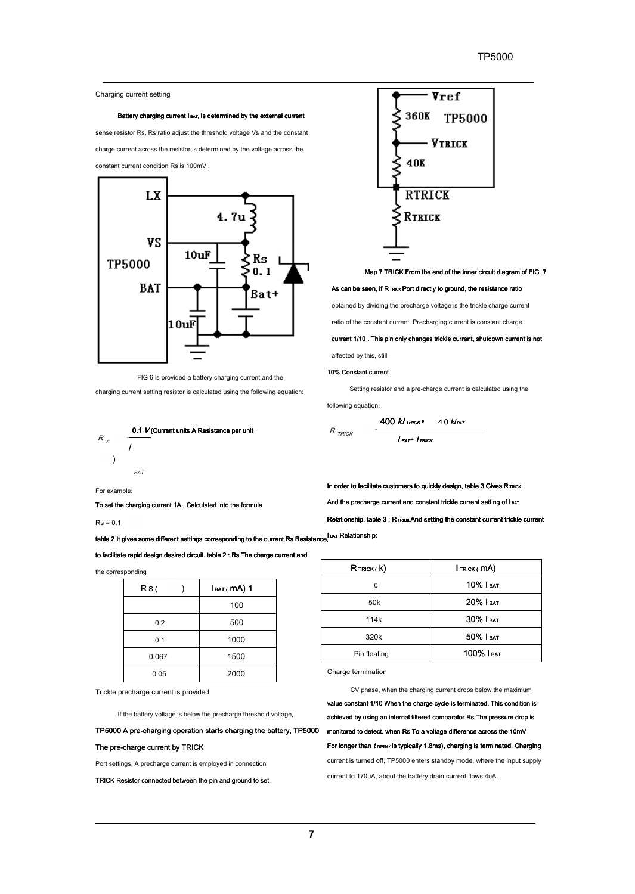Charging current setting

**Battery charging current $I_{BAT}$, Is determined by the external current** sense resistor Rs, Rs ratio adjust the threshold voltage Vs and the constant charge current across the resistor is determined by the voltage across the constant current condition Rs is 100mV.

FIG 6 is provided a battery charging current and the charging current setting resistor is calculated using the following equation:

$$R_S = \frac{0.1V}{I_{BAT}}$$

(Current units A Resistance per unit )

For example:

**To set the charging current 1A , Calculated into the formula**

Rs = 0.1

**table 2 It gives some different settings corresponding to the current Rs Resistance, to facilitate rapid design desired circuit. table 2 : Rs The charge current and** the corresponding

| Rs ( ) | $I_{BAT}$ ( mA) 1 |
|---|---|
| | 100 |
| 0.2 | 500 |
| 0.1 | 1000 |
| 0.067 | 1500 |
| 0.05 | 2000 |

Trickle precharge current is provided

If the battery voltage is below the precharge threshold voltage,

**TP5000 A pre-charging operation starts charging the battery, TP5000 The pre-charge current by TRICK**

Port settings. A precharge current is employed in connection

**TRICK Resistor connected between the pin and ground to set.**

**Map 7 TRICK From the end of the inner circuit diagram of FIG. 7**

**As can be seen, if $R_{TRICK}$ Port directly to ground, the resistance ratio** obtained by dividing the precharge voltage is the trickle charge current ratio of the constant current. Precharging current is constant charge **current 1/10 . This pin only changes trickle current, shutdown current is not** affected by this, still

**10% Constant current.**

Setting resistor and a pre-charge current is calculated using the following equation:

$$R_{TRICK} = \frac{400\,k I_{TRICK} - 40\,k I_{BAT}}{I_{BAT} - I_{TRICK}}$$

**In order to facilitate customers to quickly design, table 3 Gives $R_{TRICK}$ And the precharge current and constant trickle current setting of $I_{BAT}$ Relationship. table 3 : $R_{TRICK}$ And setting the constant current trickle current $I_{BAT}$ Relationship:**

| $R_{TRICK}$ ( k) | $I_{TRICK}$ ( mA) |
|---|---|
| 0 | 10% $I_{BAT}$ |
| 50k | 20% $I_{BAT}$ |
| 114k | 30% $I_{BAT}$ |
| 320k | 50% $I_{BAT}$ |
| Pin floating | 100% $I_{BAT}$ |

Charge termination

CV phase, when the charging current drops below the maximum **value constant 1/10 When the charge cycle is terminated. This condition is achieved by using an internal filtered comparator Rs The pressure drop is monitored to detect. when Rs To a voltage difference across the 10mV For longer than $t_{TERM}$ ( Is typically 1.8ms), charging is terminated. Charging** current is turned off, TP5000 enters standby mode, where the input supply current to 170μA, about the battery drain current flows 4uA.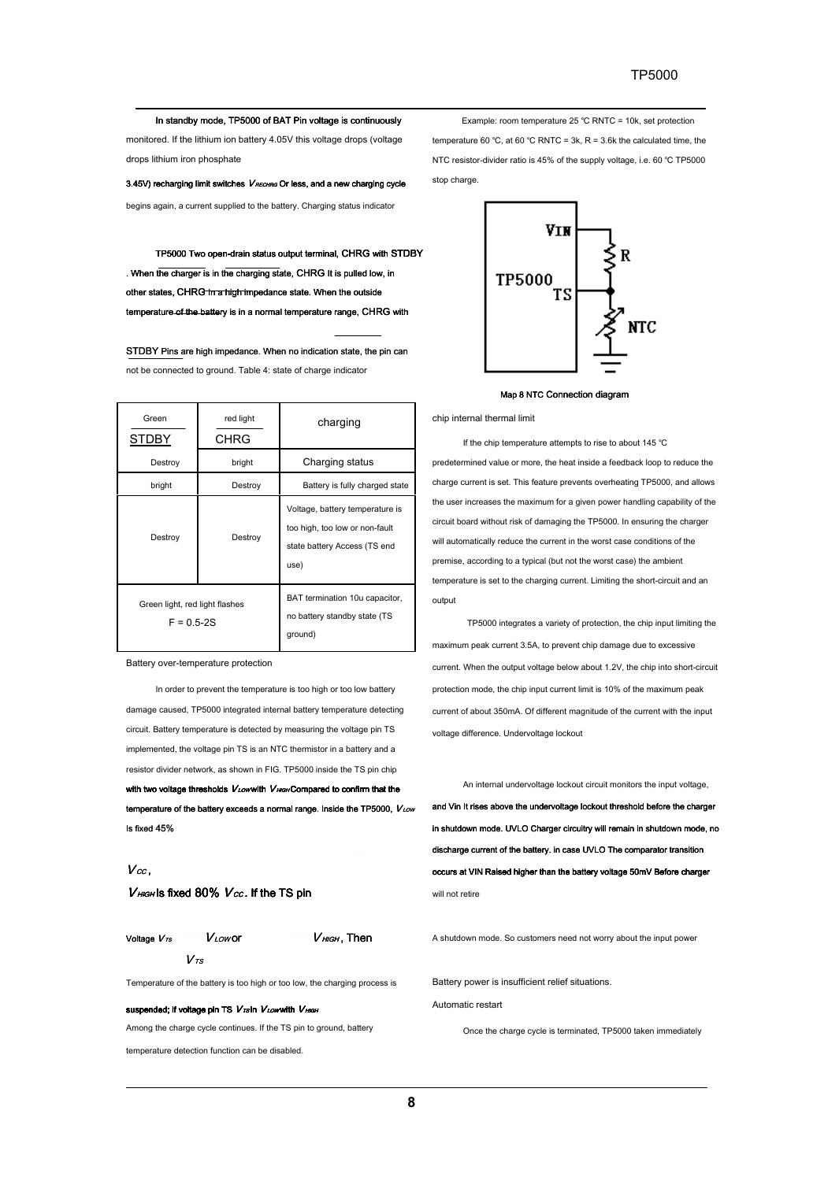In standby mode, TP5000 of BAT Pin voltage is continuously monitored. If the lithium ion battery 4.05V this voltage drops (voltage drops lithium iron phosphate 3.45V) recharging limit switches $V_{RECHRG}$ Or less, and a new charging cycle begins again, a current supplied to the battery. Charging status indicator

TP5000 Two open-drain status output terminal, CHRG with STDBY . When the charger is in the charging state, CHRG It is pulled low, in other states, CHRG in a high impedance state. When the outside temperature of the battery is in a normal temperature range, CHRG with STDBY Pins are high impedance. When no indication state, the pin can not be connected to ground. Table 4: state of charge indicator

| Green STDBY | red light CHRG | charging |
|---|---|---|
| Destroy | bright | Charging status |
| bright | Destroy | Battery is fully charged state |
| Destroy | Destroy | Voltage, battery temperature is too high, too low or non-fault state battery Access (TS end use) |
| Green light, red light flashes F = 0.5-2S | | BAT termination 10u capacitor, no battery standby state (TS ground) |

Battery over-temperature protection

In order to prevent the temperature is too high or too low battery damage caused, TP5000 integrated internal battery temperature detecting circuit. Battery temperature is detected by measuring the voltage pin TS implemented, the voltage pin TS is an NTC thermistor in a battery and a resistor divider network, as shown in FIG. TP5000 inside the TS pin chip with two voltage thresholds $V_{LOW}$ with $V_{HIGH}$ Compared to confirm that the temperature of the battery exceeds a normal range. Inside the TP5000, $V_{LOW}$ Is fixed 45%

$V_{CC}$ ,

$V_{HIGH}$ Is fixed 80% $V_{CC}$. If the TS pin

Voltage $V_{TS}$ $V_{LOW}$ or $V_{HIGH}$, Then $V_{TS}$

Temperature of the battery is too high or too low, the charging process is suspended; if voltage pin TS $V_{TS}$ In $V_{LOW}$ with $V_{HIGH}$

Among the charge cycle continues. If the TS pin to ground, battery temperature detection function can be disabled.

Example: room temperature 25 ℃ RNTC = 10k, set protection temperature 60 ℃, at 60 ℃ RNTC = 3k, R = 3.6k the calculated time, the NTC resistor-divider ratio is 45% of the supply voltage, i.e. 60 ℃ TP5000 stop charge.

Map 8 NTC Connection diagram

chip internal thermal limit

If the chip temperature attempts to rise to about 145 ℃ predetermined value or more, the heat inside a feedback loop to reduce the charge current is set. This feature prevents overheating TP5000, and allows the user increases the maximum for a given power handling capability of the circuit board without risk of damaging the TP5000. In ensuring the charger will automatically reduce the current in the worst case conditions of the premise, according to a typical (but not the worst case) the ambient temperature is set to the charging current. Limiting the short-circuit and an output

TP5000 integrates a variety of protection, the chip input limiting the maximum peak current 3.5A, to prevent chip damage due to excessive current. When the output voltage below about 1.2V, the chip into short-circuit protection mode, the chip input current limit is 10% of the maximum peak current of about 350mA. Of different magnitude of the current with the input voltage difference. Undervoltage lockout

An internal undervoltage lockout circuit monitors the input voltage, and Vin It rises above the undervoltage lockout threshold before the charger in shutdown mode. UVLO Charger circuitry will remain in shutdown mode, no discharge current of the battery. in case UVLO The comparator transition occurs at VIN Raised higher than the battery voltage 50mV Before charger will not retire

A shutdown mode. So customers need not worry about the input power

Battery power is insufficient relief situations.

Automatic restart

Once the charge cycle is terminated, TP5000 taken immediately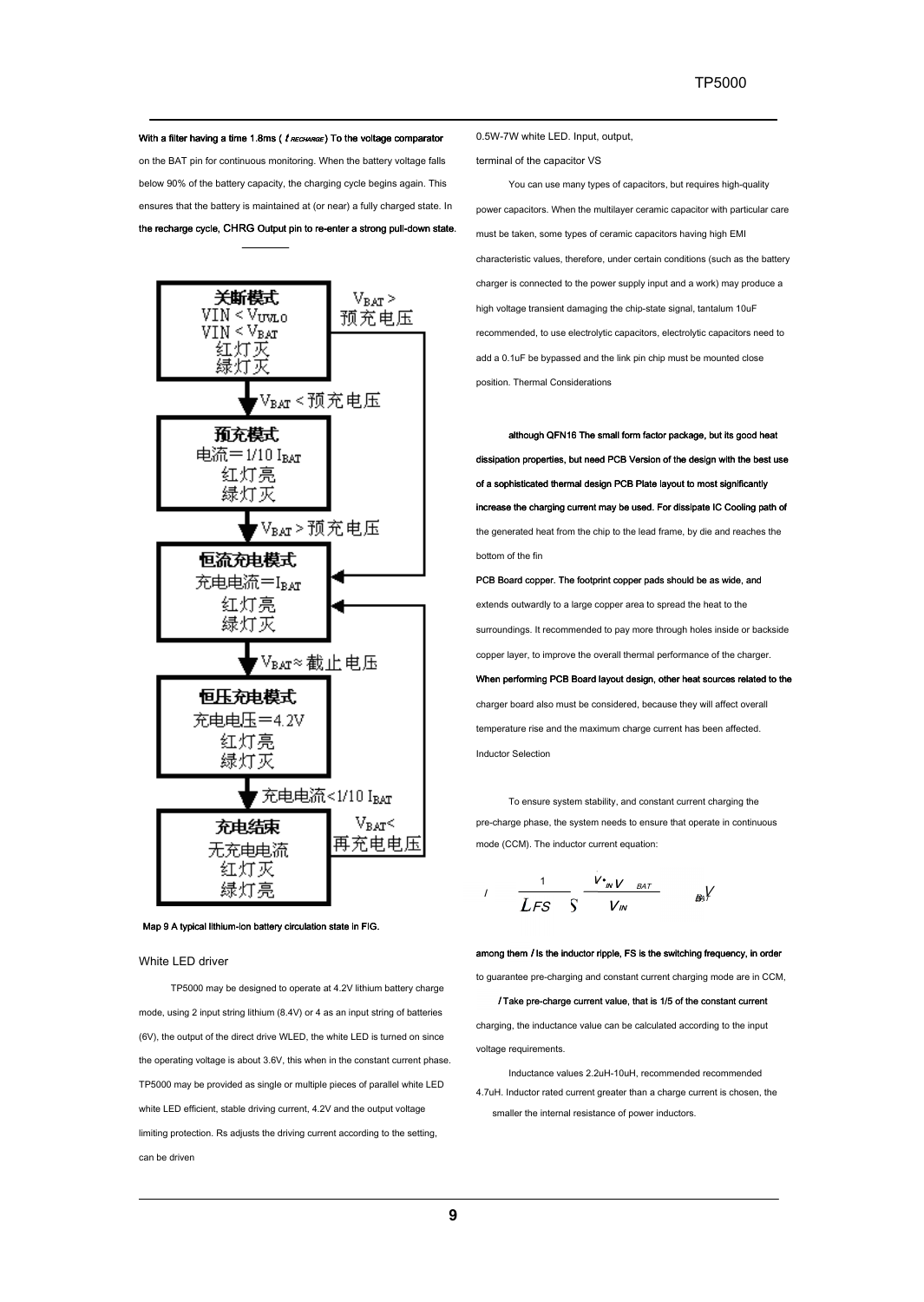With a filter having a time 1.8ms ( $t_{RECHARGE}$ ) To the voltage comparator on the BAT pin for continuous monitoring. When the battery voltage falls below 90% of the battery capacity, the charging cycle begins again. This ensures that the battery is maintained at (or near) a fully charged state. In the recharge cycle, CHRG Output pin to re-enter a strong pull-down state.

关断模式
VIN < $V_{UVLO}$
VIN < $V_{BAT}$
红灯灭
绿灯灭

$V_{BAT}$ > 预充电压

$V_{BAT}$ < 预充电压

预充模式
电流＝1/10 $I_{BAT}$
红灯亮
绿灯灭

$V_{BAT}$ > 预充电压

恒流充电模式
充电电流＝$I_{BAT}$
红灯亮
绿灯灭

$V_{BAT}$ ≈ 截止电压

恒压充电模式
充电电压＝4.2V
红灯亮
绿灯灭

充电电流<1/10 $I_{BAT}$

充电结束
无充电电流
红灯灭
绿灯亮

$V_{BAT}$< 再充电电压

Map 9 A typical lithium-ion battery circulation state in FIG.

White LED driver

TP5000 may be designed to operate at 4.2V lithium battery charge mode, using 2 input string lithium (8.4V) or 4 as an input string of batteries (6V), the output of the direct drive WLED, the white LED is turned on since the operating voltage is about 3.6V, this when in the constant current phase. TP5000 may be provided as single or multiple pieces of parallel white LED white LED efficient, stable driving current, 4.2V and the output voltage limiting protection. Rs adjusts the driving current according to the setting, can be driven 0.5W-7W white LED. Input, output, terminal of the capacitor VS

You can use many types of capacitors, but requires high-quality power capacitors. When the multilayer ceramic capacitor with particular care must be taken, some types of ceramic capacitors having high EMI characteristic values, therefore, under certain conditions (such as the battery charger is connected to the power supply input and a work) may produce a high voltage transient damaging the chip-state signal, tantalum 10uF recommended, to use electrolytic capacitors, electrolytic capacitors need to add a 0.1uF be bypassed and the link pin chip must be mounted close position. Thermal Considerations

although QFN16 The small form factor package, but its good heat dissipation properties, but need PCB Version of the design with the best use of a sophisticated thermal design PCB Plate layout to most significantly increase the charging current may be used. For dissipate IC Cooling path of the generated heat from the chip to the lead frame, by die and reaches the bottom of the fin

PCB Board copper. The footprint copper pads should be as wide, and extends outwardly to a large copper area to spread the heat to the surroundings. It recommended to pay more through holes inside or backside copper layer, to improve the overall thermal performance of the charger. When performing PCB Board layout design, other heat sources related to the charger board also must be considered, because they will affect overall temperature rise and the maximum charge current has been affected.

Inductor Selection

To ensure system stability, and constant current charging the pre-charge phase, the system needs to ensure that operate in continuous mode (CCM). The inductor current equation:

$$I = \frac{1}{L F_S} \frac{V_{IN} - V_{BAT}}{V_{IN}} V_{BAT}$$

among them $I$ Is the inductor ripple, FS is the switching frequency, in order to guarantee pre-charging and constant current charging mode are in CCM, $I$ Take pre-charge current value, that is 1/5 of the constant current charging, the inductance value can be calculated according to the input voltage requirements.

Inductance values 2.2uH-10uH, recommended recommended 4.7uH. Inductor rated current greater than a charge current is chosen, the smaller the internal resistance of power inductors.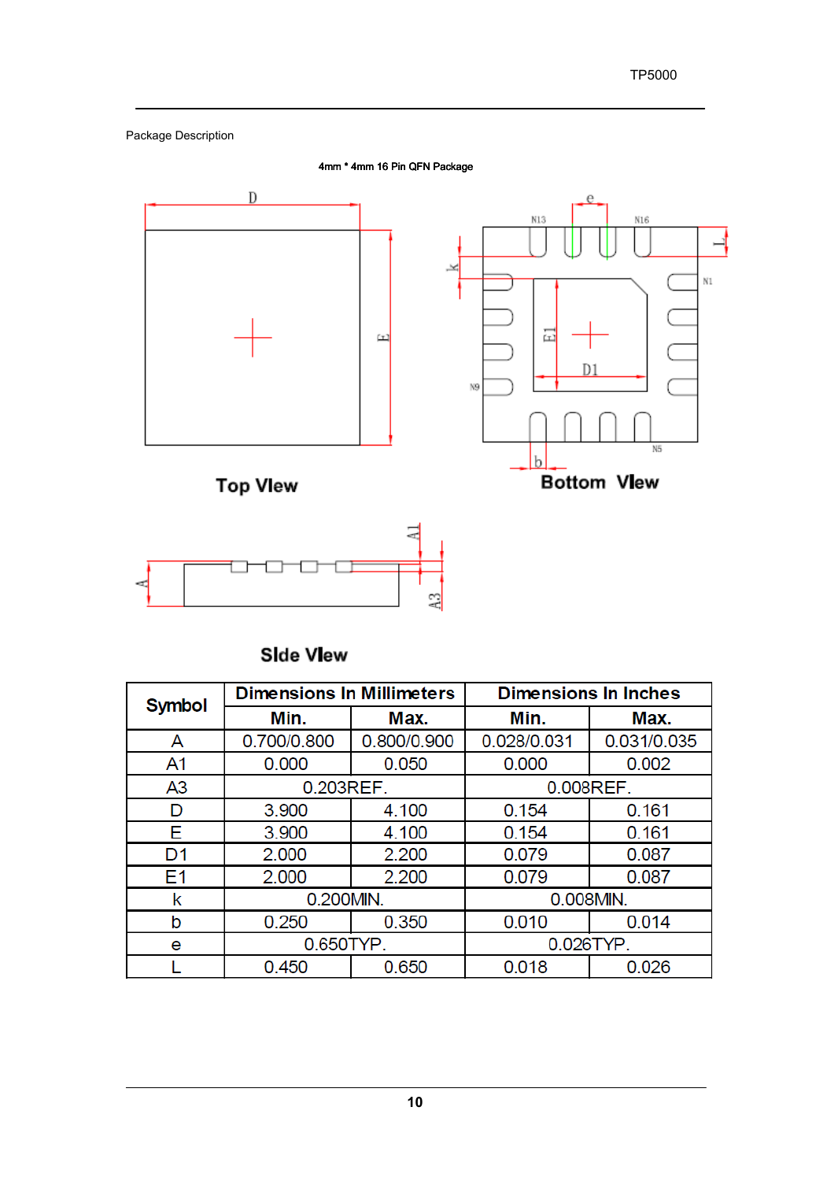Package Description

4mm * 4mm 16 Pin QFN Package

Top View

Bottom View

Side View

| Symbol | Dimensions In Millimeters | | Dimensions In Inches | |
|---|---|---|---|---|
| | Min. | Max. | Min. | Max. |
| A | 0.700/0.800 | 0.800/0.900 | 0.028/0.031 | 0.031/0.035 |
| A1 | 0.000 | 0.050 | 0.000 | 0.002 |
| A3 | 0.203REF. | | 0.008REF. | |
| D | 3.900 | 4.100 | 0.154 | 0.161 |
| E | 3.900 | 4.100 | 0.154 | 0.161 |
| D1 | 2.000 | 2.200 | 0.079 | 0.087 |
| E1 | 2.000 | 2.200 | 0.079 | 0.087 |
| k | 0.200MIN. | | 0.008MIN. | |
| b | 0.250 | 0.350 | 0.010 | 0.014 |
| e | 0.650TYP. | | 0.026TYP. | |
| L | 0.450 | 0.650 | 0.018 | 0.026 |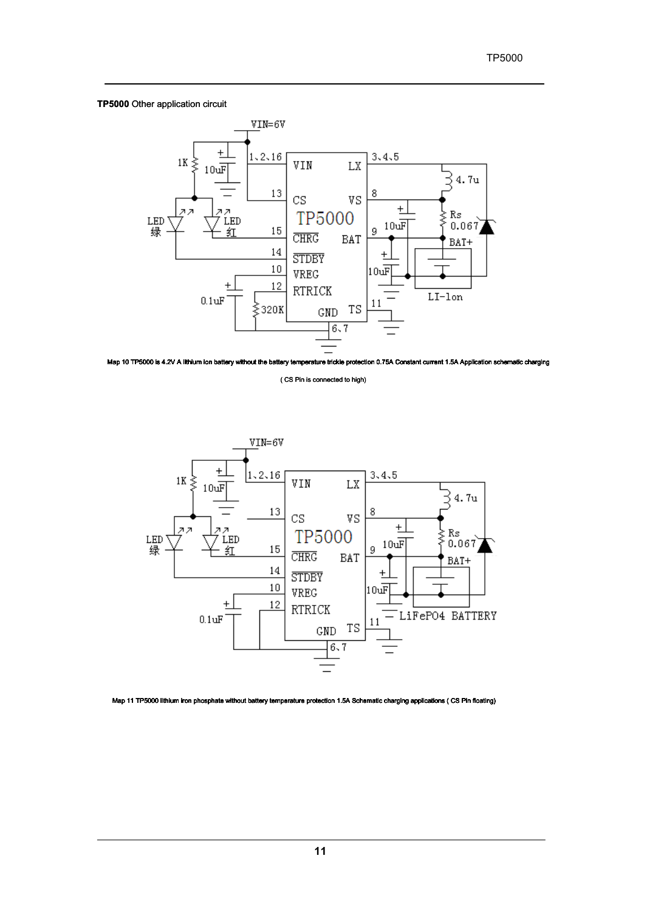**TP5000** Other application circuit

Map 10 TP5000 is 4.2V A lithium ion battery without the battery temperature trickle protection 0.75A Constant current 1.5A Application schematic charging

( CS Pin is connected to high)

Map 11 TP5000 lithium iron phosphate without battery temperature protection 1.5A Schematic charging applications ( CS Pin floating)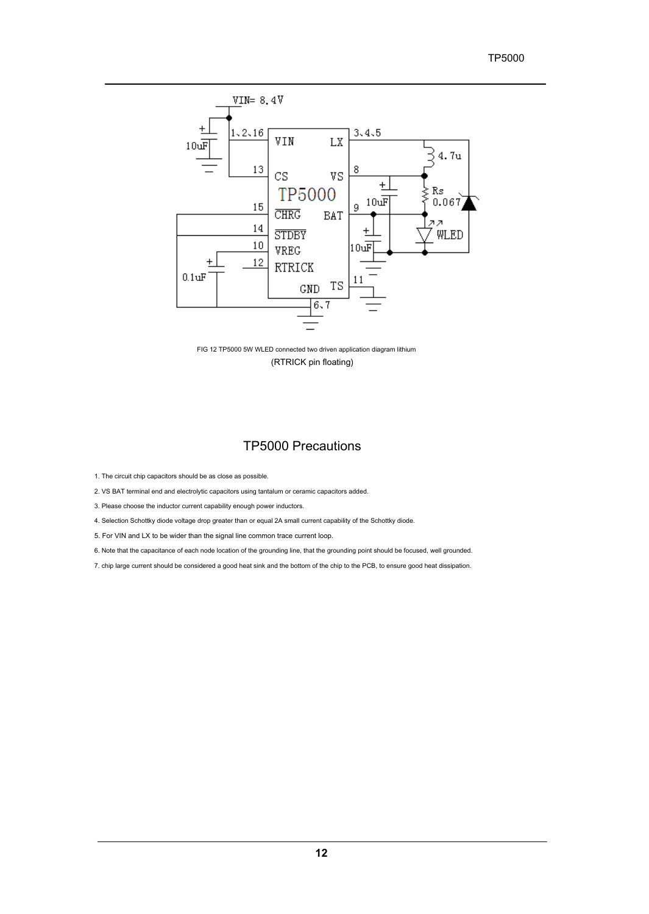FIG 12 TP5000 5W WLED connected two driven application diagram lithium

(RTRICK pin floating)

## TP5000 Precautions

1. The circuit chip capacitors should be as close as possible.
2. VS BAT terminal end and electrolytic capacitors using tantalum or ceramic capacitors added.
3. Please choose the inductor current capability enough power inductors.
4. Selection Schottky diode voltage drop greater than or equal 2A small current capability of the Schottky diode.
5. For VIN and LX to be wider than the signal line common trace current loop.
6. Note that the capacitance of each node location of the grounding line, that the grounding point should be focused, well grounded.
7. chip large current should be considered a good heat sink and the bottom of the chip to the PCB, to ensure good heat dissipation.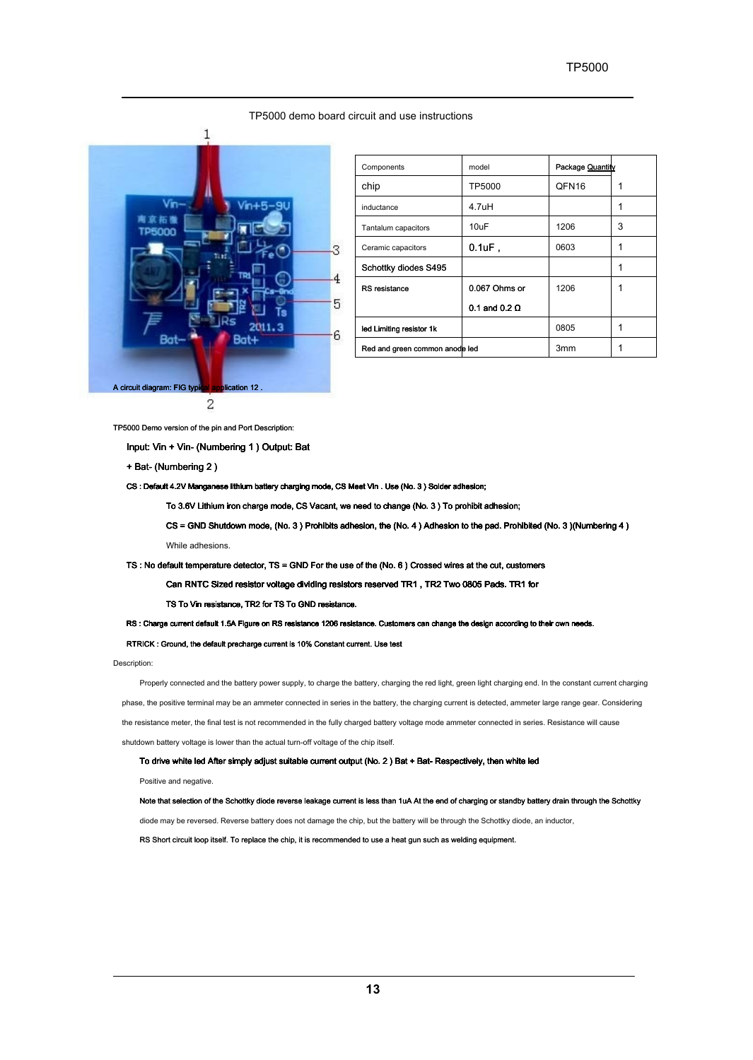TP5000 demo board circuit and use instructions

1

3

4

5

6

2

A circuit diagram: FIG typical application 12 .

| Components | model | Package | Quantity |
|---|---|---|---|
| chip | TP5000 | QFN16 | 1 |
| inductance | 4.7uH | | 1 |
| Tantalum capacitors | 10uF | 1206 | 3 |
| Ceramic capacitors | 0.1uF , | 0603 | 1 |
| Schottky diodes S495 | | | 1 |
| RS resistance | 0.067 Ohms or 0.1 and 0.2 Ω | 1206 | 1 |
| led Limiting resistor 1k | | 0805 | 1 |
| Red and green common anode led | | 3mm | 1 |

TP5000 Demo version of the pin and Port Description:

Input: Vin + Vin- (Numbering 1 ) Output: Bat

+ Bat- (Numbering 2 )

CS : Default 4.2V Manganese lithium battery charging mode, CS Meet Vin . Use (No. 3 ) Solder adhesion;

To 3.6V Lithium iron charge mode, CS Vacant, we need to change (No. 3 ) To prohibit adhesion;

CS = GND Shutdown mode, (No. 3 ) Prohibits adhesion, the (No. 4 ) Adhesion to the pad. Prohibited (No. 3 )(Numbering 4 )

While adhesions.

TS : No default temperature detector, TS = GND For the use of the (No. 6 ) Crossed wires at the cut, customers

Can RNTC Sized resistor voltage dividing resistors reserved TR1 , TR2 Two 0805 Pads. TR1 for

TS To Vin resistance, TR2 for TS To GND resistance.

RS : Charge current default 1.5A Figure on RS resistance 1206 resistance. Customers can change the design according to their own needs.

RTRICK : Ground, the default precharge current is 10% Constant current. Use test

Description:

Properly connected and the battery power supply, to charge the battery, charging the red light, green light charging end. In the constant current charging phase, the positive terminal may be an ammeter connected in series in the battery, the charging current is detected, ammeter large range gear. Considering the resistance meter, the final test is not recommended in the fully charged battery voltage mode ammeter connected in series. Resistance will cause shutdown battery voltage is lower than the actual turn-off voltage of the chip itself.

To drive white led After simply adjust suitable current output (No. 2 ) Bat + Bat- Respectively, then white led

Positive and negative.

Note that selection of the Schottky diode reverse leakage current is less than 1uA At the end of charging or standby battery drain through the Schottky diode may be reversed. Reverse battery does not damage the chip, but the battery will be through the Schottky diode, an inductor,

RS Short circuit loop itself. To replace the chip, it is recommended to use a heat gun such as welding equipment.